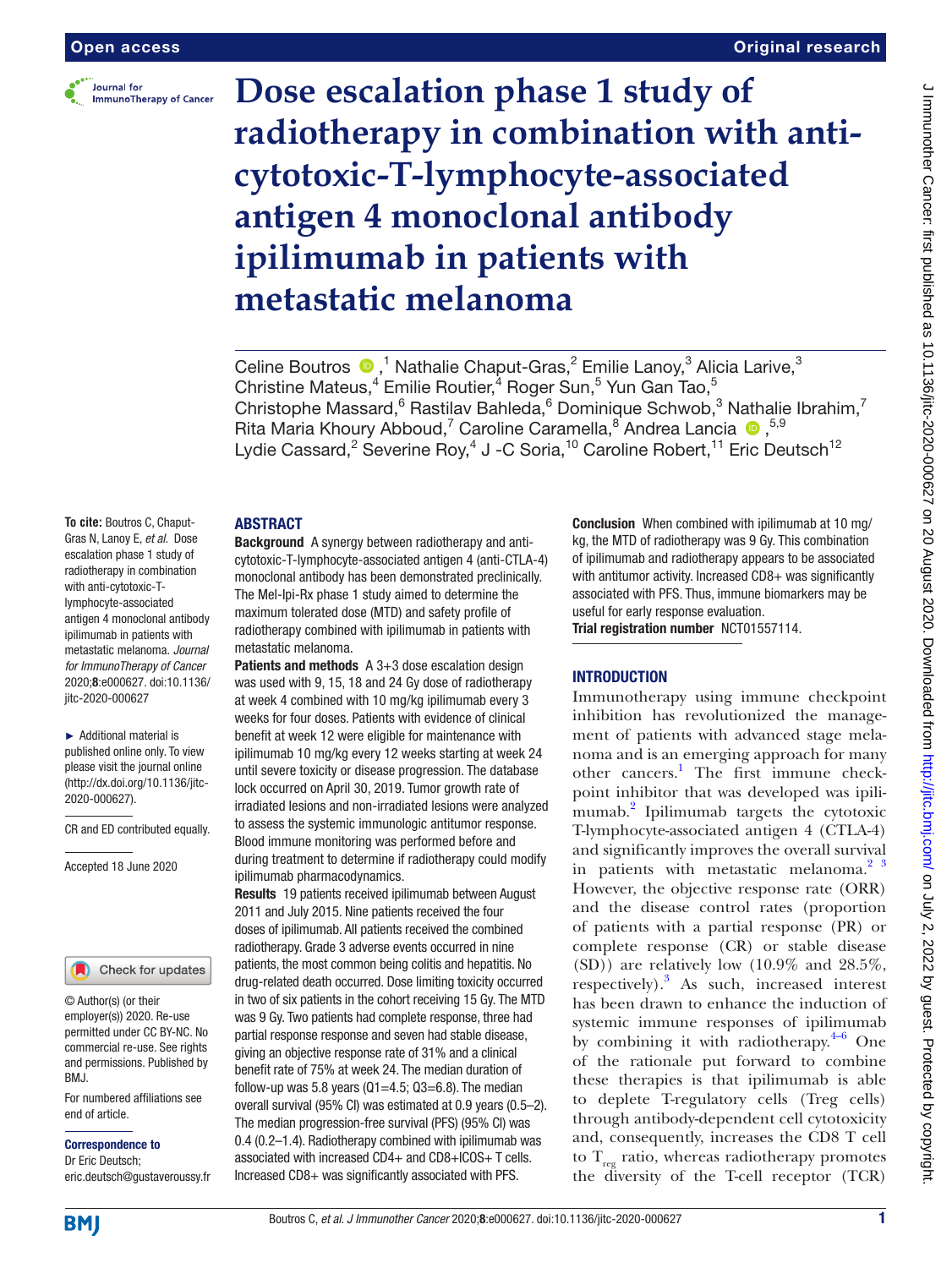# Dose escalation phase 1 study of radiotherapy in combination with anti-cytotoxic-T-lymphocyte-associated antigen 4 monoclonal antibody ipilimumab in patients with metastatic melanoma

Celine Boutros [1], Nathalie Chaput-Gras,[2] Emilie Lanoy,[3] Alicia Larive,[3] Christine Mateus,[4] Emilie Routier,[4] Roger Sun,[5] Yun Gan Tao,[5] Christophe Massard,[6] Rastilav Bahleda,[6] Dominique Schwob,[3] Nathalie Ibrahim,[7] Rita Maria Khoury Abboud,[7] Caroline Caramella,[8] Andrea Lancia [5,9] Lydie Cassard,[2] Severine Roy,[4] J -C Soria,[10] Caroline Robert,[11] Eric Deutsch[12]

**To cite:** Boutros C, Chaput-Gras N, Lanoy E, *et al*. Dose escalation phase 1 study of radiotherapy in combination with anti-cytotoxic-T-lymphocyte-associated antigen 4 monoclonal antibody ipilimumab in patients with metastatic melanoma. *Journal for ImmunoTherapy of Cancer* 2020;**8**:e000627. doi:10.1136/jitc-2020-000627

► Additional material is published online only. To view please visit the journal online (http://dx.doi.org/10.1136/jitc-2020-000627).

CR and ED contributed equally.

Accepted 18 June 2020

© Author(s) (or their employer(s)) 2020. Re-use permitted under CC BY-NC. No commercial re-use. See rights and permissions. Published by BMJ.

For numbered affiliations see end of article.

**Correspondence to**
Dr Eric Deutsch; eric.deutsch@gustaveroussy.fr

## ABSTRACT

**Background** A synergy between radiotherapy and anti-cytotoxic-T-lymphocyte-associated antigen 4 (anti-CTLA-4) monoclonal antibody has been demonstrated preclinically. The Mel-Ipi-Rx phase 1 study aimed to determine the maximum tolerated dose (MTD) and safety profile of radiotherapy combined with ipilimumab in patients with metastatic melanoma.

**Patients and methods** A 3+3 dose escalation design was used with 9, 15, 18 and 24 Gy dose of radiotherapy at week 4 combined with 10 mg/kg ipilimumab every 3 weeks for four doses. Patients with evidence of clinical benefit at week 12 were eligible for maintenance with ipilimumab 10 mg/kg every 12 weeks starting at week 24 until severe toxicity or disease progression. The database lock occurred on April 30, 2019. Tumor growth rate of irradiated lesions and non-irradiated lesions were analyzed to assess the systemic immunologic antitumor response. Blood immune monitoring was performed before and during treatment to determine if radiotherapy could modify ipilimumab pharmacodynamics.

**Results** 19 patients received ipilimumab between August 2011 and July 2015. Nine patients received the four doses of ipilimumab. All patients received the combined radiotherapy. Grade 3 adverse events occurred in nine patients, the most common being colitis and hepatitis. No drug-related death occurred. Dose limiting toxicity occurred in two of six patients in the cohort receiving 15 Gy. The MTD was 9 Gy. Two patients had complete response, three had partial response response and seven had stable disease, giving an objective response rate of 31% and a clinical benefit rate of 75% at week 24. The median duration of follow-up was 5.8 years (Q1=4.5; Q3=6.8). The median overall survival (95% CI) was estimated at 0.9 years (0.5–2). The median progression-free survival (PFS) (95% CI) was 0.4 (0.2–1.4). Radiotherapy combined with ipilimumab was associated with increased CD4+ and CD8+ICOS+ T cells. Increased CD8+ was significantly associated with PFS.

**Conclusion** When combined with ipilimumab at 10 mg/kg, the MTD of radiotherapy was 9 Gy. This combination of ipilimumab and radiotherapy appears to be associated with antitumor activity. Increased CD8+ was significantly associated with PFS. Thus, immune biomarkers may be useful for early response evaluation.

**Trial registration number** NCT01557114.

## INTRODUCTION

Immunotherapy using immune checkpoint inhibition has revolutionized the management of patients with advanced stage melanoma and is an emerging approach for many other cancers.[1] The first immune checkpoint inhibitor that was developed was ipilimumab.[2] Ipilimumab targets the cytotoxic T-lymphocyte-associated antigen 4 (CTLA-4) and significantly improves the overall survival in patients with metastatic melanoma.[2,3] However, the objective response rate (ORR) and the disease control rates (proportion of patients with a partial response (PR) or complete response (CR) or stable disease (SD)) are relatively low (10.9% and 28.5%, respectively).[3] As such, increased interest has been drawn to enhance the induction of systemic immune responses of ipilimumab by combining it with radiotherapy.[4–6] One of the rationale put forward to combine these therapies is that ipilimumab is able to deplete T-regulatory cells (Treg cells) through antibody-dependent cell cytotoxicity and, consequently, increases the CD8 T cell to $T_{reg}$ ratio, whereas radiotherapy promotes the diversity of the T-cell receptor (TCR)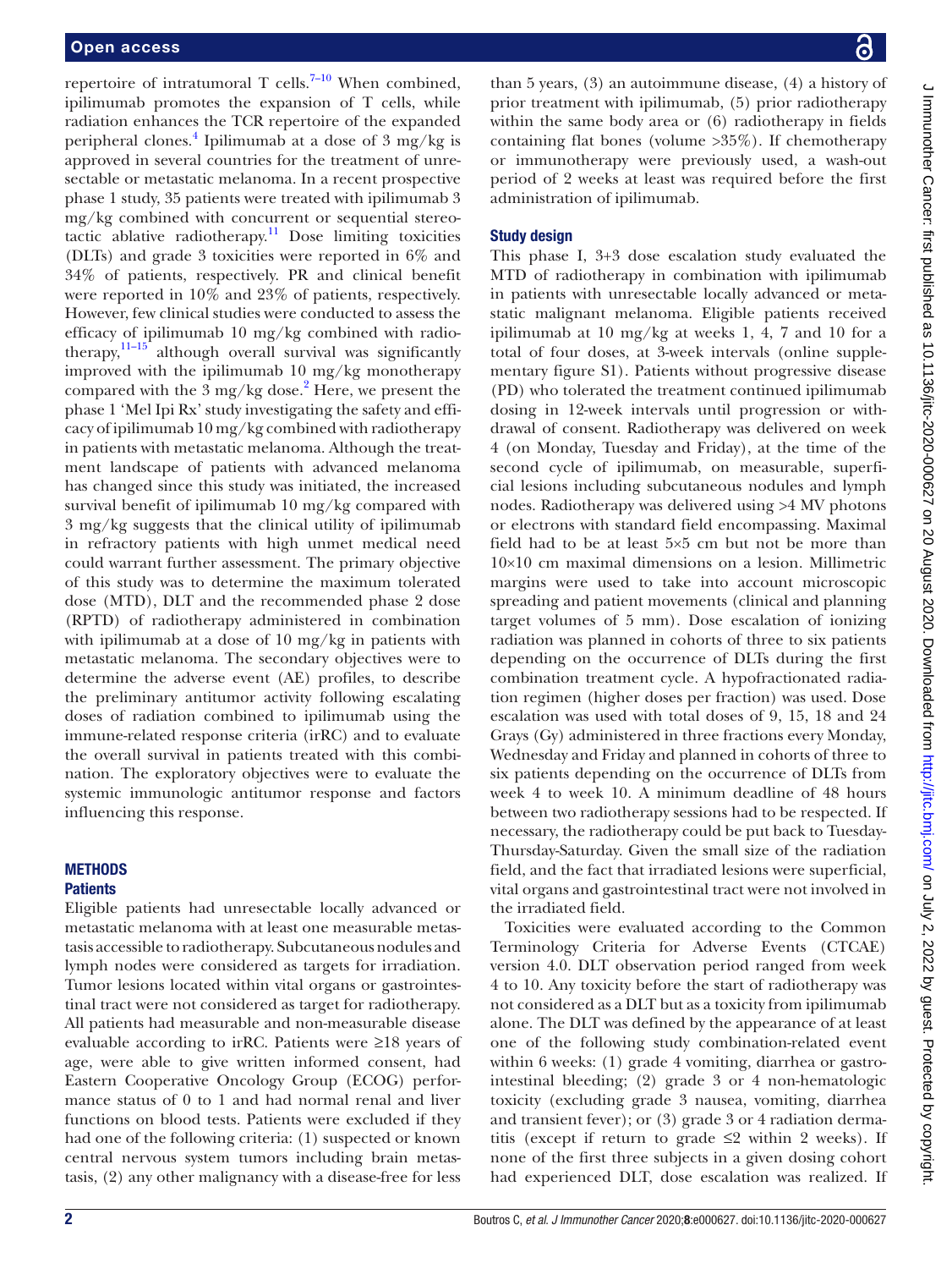repertoire of intratumoral T cells.[7–10] When combined, ipilimumab promotes the expansion of T cells, while radiation enhances the TCR repertoire of the expanded peripheral clones.[4] Ipilimumab at a dose of 3 mg/kg is approved in several countries for the treatment of unresectable or metastatic melanoma. In a recent prospective phase 1 study, 35 patients were treated with ipilimumab 3 mg/kg combined with concurrent or sequential stereotactic ablative radiotherapy.[11] Dose limiting toxicities (DLTs) and grade 3 toxicities were reported in 6% and 34% of patients, respectively. PR and clinical benefit were reported in 10% and 23% of patients, respectively. However, few clinical studies were conducted to assess the efficacy of ipilimumab 10 mg/kg combined with radiotherapy,[11–15] although overall survival was significantly improved with the ipilimumab 10 mg/kg monotherapy compared with the 3 mg/kg dose.[2] Here, we present the phase 1 'Mel Ipi Rx' study investigating the safety and efficacy of ipilimumab 10 mg/kg combined with radiotherapy in patients with metastatic melanoma. Although the treatment landscape of patients with advanced melanoma has changed since this study was initiated, the increased survival benefit of ipilimumab 10 mg/kg compared with 3 mg/kg suggests that the clinical utility of ipilimumab in refractory patients with high unmet medical need could warrant further assessment. The primary objective of this study was to determine the maximum tolerated dose (MTD), DLT and the recommended phase 2 dose (RPTD) of radiotherapy administered in combination with ipilimumab at a dose of 10 mg/kg in patients with metastatic melanoma. The secondary objectives were to determine the adverse event (AE) profiles, to describe the preliminary antitumor activity following escalating doses of radiation combined to ipilimumab using the immune-related response criteria (irRC) and to evaluate the overall survival in patients treated with this combination. The exploratory objectives were to evaluate the systemic immunologic antitumor response and factors influencing this response.

## METHODS

### Patients

Eligible patients had unresectable locally advanced or metastatic melanoma with at least one measurable metastasis accessible to radiotherapy. Subcutaneous nodules and lymph nodes were considered as targets for irradiation. Tumor lesions located within vital organs or gastrointestinal tract were not considered as target for radiotherapy. All patients had measurable and non-measurable disease evaluable according to irRC. Patients were ≥18 years of age, were able to give written informed consent, had Eastern Cooperative Oncology Group (ECOG) performance status of 0 to 1 and had normal renal and liver functions on blood tests. Patients were excluded if they had one of the following criteria: (1) suspected or known central nervous system tumors including brain metastasis, (2) any other malignancy with a disease-free for less than 5 years, (3) an autoimmune disease, (4) a history of prior treatment with ipilimumab, (5) prior radiotherapy within the same body area or (6) radiotherapy in fields containing flat bones (volume >35%). If chemotherapy or immunotherapy were previously used, a wash-out period of 2 weeks at least was required before the first administration of ipilimumab.

### Study design

This phase I, 3+3 dose escalation study evaluated the MTD of radiotherapy in combination with ipilimumab in patients with unresectable locally advanced or metastatic malignant melanoma. Eligible patients received ipilimumab at 10 mg/kg at weeks 1, 4, 7 and 10 for a total of four doses, at 3-week intervals (online supplementary figure S1). Patients without progressive disease (PD) who tolerated the treatment continued ipilimumab dosing in 12-week intervals until progression or withdrawal of consent. Radiotherapy was delivered on week 4 (on Monday, Tuesday and Friday), at the time of the second cycle of ipilimumab, on measurable, superficial lesions including subcutaneous nodules and lymph nodes. Radiotherapy was delivered using >4 MV photons or electrons with standard field encompassing. Maximal field had to be at least 5×5 cm but not be more than 10×10 cm maximal dimensions on a lesion. Millimetric margins were used to take into account microscopic spreading and patient movements (clinical and planning target volumes of 5 mm). Dose escalation of ionizing radiation was planned in cohorts of three to six patients depending on the occurrence of DLTs during the first combination treatment cycle. A hypofractionated radiation regimen (higher doses per fraction) was used. Dose escalation was used with total doses of 9, 15, 18 and 24 Grays (Gy) administered in three fractions every Monday, Wednesday and Friday and planned in cohorts of three to six patients depending on the occurrence of DLTs from week 4 to week 10. A minimum deadline of 48 hours between two radiotherapy sessions had to be respected. If necessary, the radiotherapy could be put back to Tuesday-Thursday-Saturday. Given the small size of the radiation field, and the fact that irradiated lesions were superficial, vital organs and gastrointestinal tract were not involved in the irradiated field.

Toxicities were evaluated according to the Common Terminology Criteria for Adverse Events (CTCAE) version 4.0. DLT observation period ranged from week 4 to 10. Any toxicity before the start of radiotherapy was not considered as a DLT but as a toxicity from ipilimumab alone. The DLT was defined by the appearance of at least one of the following study combination-related event within 6 weeks: (1) grade 4 vomiting, diarrhea or gastrointestinal bleeding; (2) grade 3 or 4 non-hematologic toxicity (excluding grade 3 nausea, vomiting, diarrhea and transient fever); or (3) grade 3 or 4 radiation dermatitis (except if return to grade ≤2 within 2 weeks). If none of the first three subjects in a given dosing cohort had experienced DLT, dose escalation was realized. If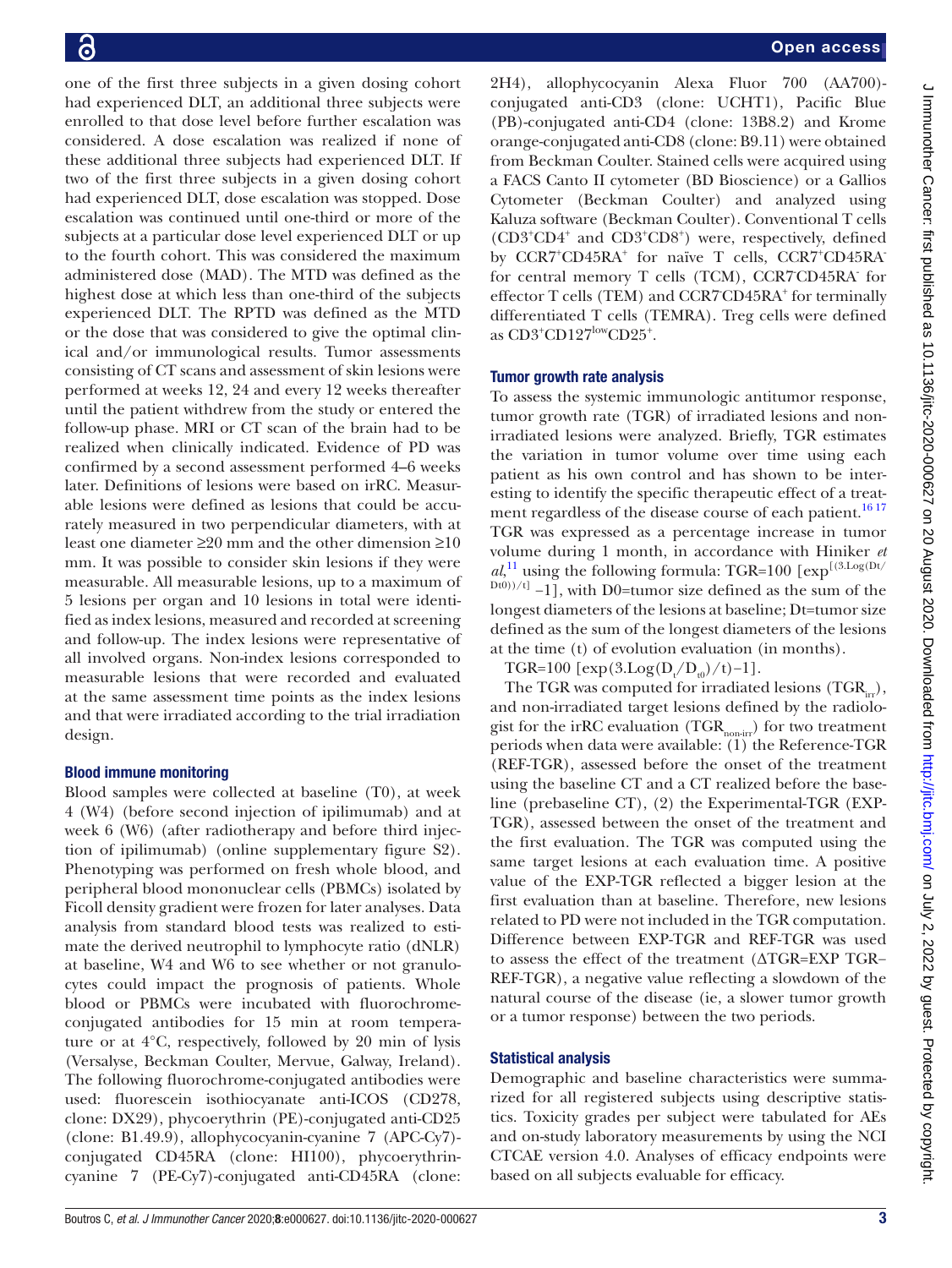one of the first three subjects in a given dosing cohort had experienced DLT, an additional three subjects were enrolled to that dose level before further escalation was considered. A dose escalation was realized if none of these additional three subjects had experienced DLT. If two of the first three subjects in a given dosing cohort had experienced DLT, dose escalation was stopped. Dose escalation was continued until one-third or more of the subjects at a particular dose level experienced DLT or up to the fourth cohort. This was considered the maximum administered dose (MAD). The MTD was defined as the highest dose at which less than one-third of the subjects experienced DLT. The RPTD was defined as the MTD or the dose that was considered to give the optimal clinical and/or immunological results. Tumor assessments consisting of CT scans and assessment of skin lesions were performed at weeks 12, 24 and every 12 weeks thereafter until the patient withdrew from the study or entered the follow-up phase. MRI or CT scan of the brain had to be realized when clinically indicated. Evidence of PD was confirmed by a second assessment performed 4–6 weeks later. Definitions of lesions were based on irRC. Measurable lesions were defined as lesions that could be accurately measured in two perpendicular diameters, with at least one diameter ≥20 mm and the other dimension ≥10 mm. It was possible to consider skin lesions if they were measurable. All measurable lesions, up to a maximum of 5 lesions per organ and 10 lesions in total were identified as index lesions, measured and recorded at screening and follow-up. The index lesions were representative of all involved organs. Non-index lesions corresponded to measurable lesions that were recorded and evaluated at the same assessment time points as the index lesions and that were irradiated according to the trial irradiation design.

### Blood immune monitoring

Blood samples were collected at baseline (T0), at week 4 (W4) (before second injection of ipilimumab) and at week 6 (W6) (after radiotherapy and before third injection of ipilimumab) (online supplementary figure S2). Phenotyping was performed on fresh whole blood, and peripheral blood mononuclear cells (PBMCs) isolated by Ficoll density gradient were frozen for later analyses. Data analysis from standard blood tests was realized to estimate the derived neutrophil to lymphocyte ratio (dNLR) at baseline, W4 and W6 to see whether or not granulocytes could impact the prognosis of patients. Whole blood or PBMCs were incubated with fluorochrome-conjugated antibodies for 15 min at room temperature or at 4°C, respectively, followed by 20 min of lysis (Versalyse, Beckman Coulter, Mervue, Galway, Ireland). The following fluorochrome-conjugated antibodies were used: fluorescein isothiocyanate anti-ICOS (CD278, clone: DX29), phycoerythrin (PE)-conjugated anti-CD25 (clone: B1.49.9), allophycocyanin-cyanine 7 (APC-Cy7)-conjugated CD45RA (clone: HI100), phycoerythrin-cyanine 7 (PE-Cy7)-conjugated anti-CD45RA (clone: 2H4), allophycocyanin Alexa Fluor 700 (AA700)-conjugated anti-CD3 (clone: UCHT1), Pacific Blue (PB)-conjugated anti-CD4 (clone: 13B8.2) and Krome orange-conjugated anti-CD8 (clone: B9.11) were obtained from Beckman Coulter. Stained cells were acquired using a FACS Canto II cytometer (BD Bioscience) or a Gallios Cytometer (Beckman Coulter) and analyzed using Kaluza software (Beckman Coulter). Conventional T cells ($CD3^+CD4^+$ and $CD3^+CD8^+$) were, respectively, defined by $CCR7^+CD45RA^+$ for naïve T cells, $CCR7^+CD45RA^-$ for central memory T cells (TCM), $CCR7^-CD45RA^-$ for effector T cells (TEM) and $CCR7^-CD45RA^+$ for terminally differentiated T cells (TEMRA). Treg cells were defined as $CD3^+CD127^{low}CD25^+$.

### Tumor growth rate analysis

To assess the systemic immunologic antitumor response, tumor growth rate (TGR) of irradiated lesions and non-irradiated lesions were analyzed. Briefly, TGR estimates the variation in tumor volume over time using each patient as his own control and has shown to be interesting to identify the specific therapeutic effect of a treatment regardless of the disease course of each patient.[16,17] TGR was expressed as a percentage increase in tumor volume during 1 month, in accordance with Hiniker *et al*,[11] using the following formula: TGR=100 $[\exp^{[(3.\mathrm{Log}(Dt/D t0))/t]} -1]$, with D0=tumor size defined as the sum of the longest diameters of the lesions at baseline; Dt=tumor size defined as the sum of the longest diameters of the lesions at the time (t) of evolution evaluation (in months).

$$TGR=100\ [\exp(3.\mathrm{Log}(D_t/D_{t0})/t)-1].$$

The TGR was computed for irradiated lesions ($TGR_{irr}$), and non-irradiated target lesions defined by the radiologist for the irRC evaluation ($TGR_{non\text{-}irr}$) for two treatment periods when data were available: (1) the Reference-TGR (REF-TGR), assessed before the onset of the treatment using the baseline CT and a CT realized before the baseline (prebaseline CT), (2) the Experimental-TGR (EXP-TGR), assessed between the onset of the treatment and the first evaluation. The TGR was computed using the same target lesions at each evaluation time. A positive value of the EXP-TGR reflected a bigger lesion at the first evaluation than at baseline. Therefore, new lesions related to PD were not included in the TGR computation. Difference between EXP-TGR and REF-TGR was used to assess the effect of the treatment (ΔTGR=EXP TGR–REF-TGR), a negative value reflecting a slowdown of the natural course of the disease (ie, a slower tumor growth or a tumor response) between the two periods.

### Statistical analysis

Demographic and baseline characteristics were summarized for all registered subjects using descriptive statistics. Toxicity grades per subject were tabulated for AEs and on-study laboratory measurements by using the NCI CTCAE version 4.0. Analyses of efficacy endpoints were based on all subjects evaluable for efficacy.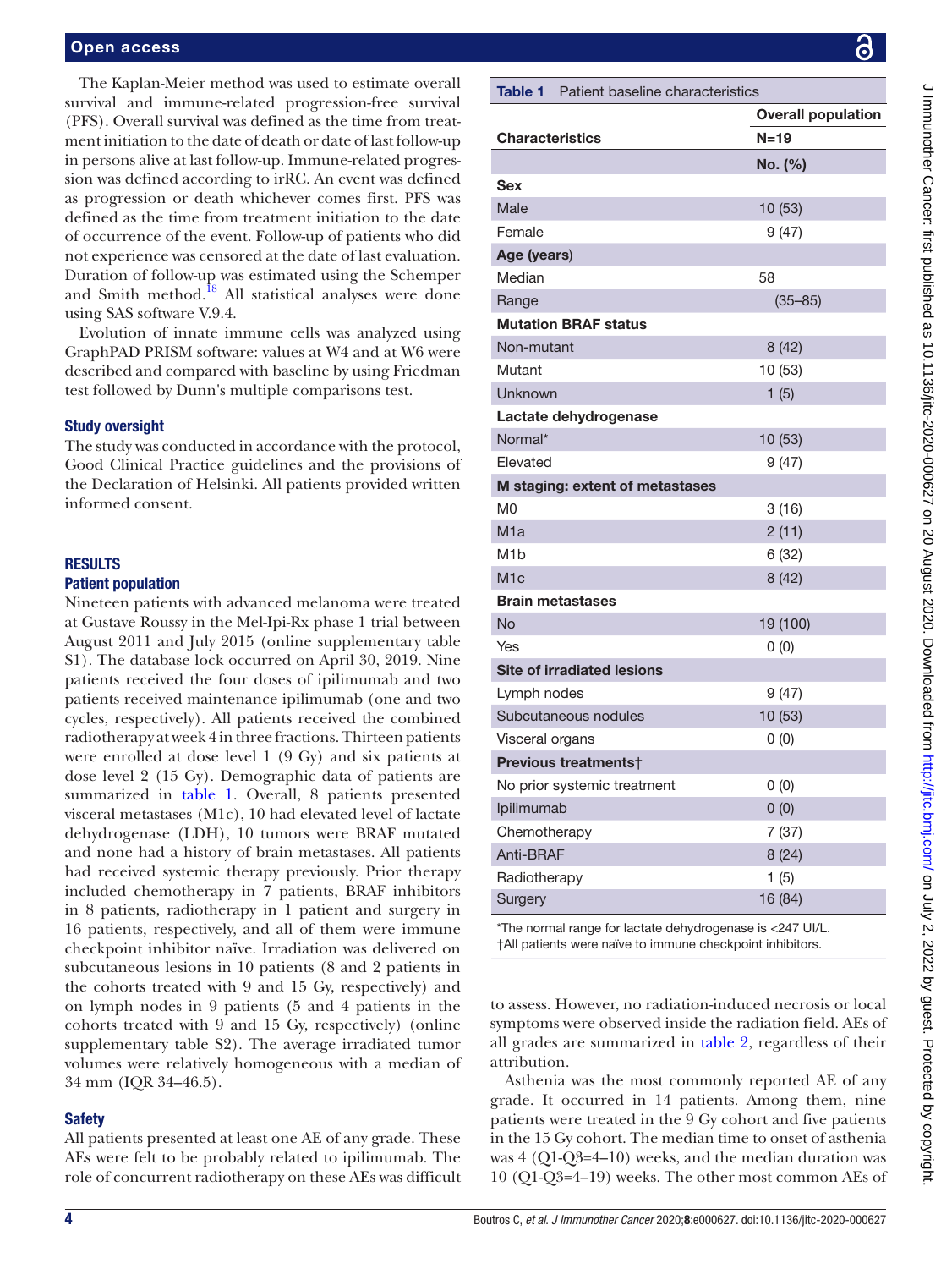The Kaplan-Meier method was used to estimate overall survival and immune-related progression-free survival (PFS). Overall survival was defined as the time from treatment initiation to the date of death or date of last follow-up in persons alive at last follow-up. Immune-related progression was defined according to irRC. An event was defined as progression or death whichever comes first. PFS was defined as the time from treatment initiation to the date of occurrence of the event. Follow-up of patients who did not experience was censored at the date of last evaluation. Duration of follow-up was estimated using the Schemper and Smith method.[18] All statistical analyses were done using SAS software V.9.4.

Evolution of innate immune cells was analyzed using GraphPAD PRISM software: values at W4 and at W6 were described and compared with baseline by using Friedman test followed by Dunn's multiple comparisons test.

### Study oversight

The study was conducted in accordance with the protocol, Good Clinical Practice guidelines and the provisions of the Declaration of Helsinki. All patients provided written informed consent.

## RESULTS

### Patient population

Nineteen patients with advanced melanoma were treated at Gustave Roussy in the Mel-Ipi-Rx phase 1 trial between August 2011 and July 2015 (online supplementary table S1). The database lock occurred on April 30, 2019. Nine patients received the four doses of ipilimumab and two patients received maintenance ipilimumab (one and two cycles, respectively). All patients received the combined radiotherapy at week 4 in three fractions. Thirteen patients were enrolled at dose level 1 (9 Gy) and six patients at dose level 2 (15 Gy). Demographic data of patients are summarized in table 1. Overall, 8 patients presented visceral metastases (M1c), 10 had elevated level of lactate dehydrogenase (LDH), 10 tumors were BRAF mutated and none had a history of brain metastases. All patients had received systemic therapy previously. Prior therapy included chemotherapy in 7 patients, BRAF inhibitors in 8 patients, radiotherapy in 1 patient and surgery in 16 patients, respectively, and all of them were immune checkpoint inhibitor naïve. Irradiation was delivered on subcutaneous lesions in 10 patients (8 and 2 patients in the cohorts treated with 9 and 15 Gy, respectively) and on lymph nodes in 9 patients (5 and 4 patients in the cohorts treated with 9 and 15 Gy, respectively) (online supplementary table S2). The average irradiated tumor volumes were relatively homogeneous with a median of 34 mm (IQR 34–46.5).

**Table 1** Patient baseline characteristics

| Characteristics | Overall population N=19 No. (%) |
|---|---|
| **Sex** | |
| Male | 10 (53) |
| Female | 9 (47) |
| **Age (years)** | |
| Median | 58 |
| Range | (35–85) |
| **Mutation BRAF status** | |
| Non-mutant | 8 (42) |
| Mutant | 10 (53) |
| Unknown | 1 (5) |
| **Lactate dehydrogenase** | |
| Normal* | 10 (53) |
| Elevated | 9 (47) |
| **M staging: extent of metastases** | |
| M0 | 3 (16) |
| M1a | 2 (11) |
| M1b | 6 (32) |
| M1c | 8 (42) |
| **Brain metastases** | |
| No | 19 (100) |
| Yes | 0 (0) |
| **Site of irradiated lesions** | |
| Lymph nodes | 9 (47) |
| Subcutaneous nodules | 10 (53) |
| Visceral organs | 0 (0) |
| **Previous treatments†** | |
| No prior systemic treatment | 0 (0) |
| Ipilimumab | 0 (0) |
| Chemotherapy | 7 (37) |
| Anti-BRAF | 8 (24) |
| Radiotherapy | 1 (5) |
| Surgery | 16 (84) |

*The normal range for lactate dehydrogenase is <247 UI/L.
†All patients were naïve to immune checkpoint inhibitors.

### Safety

All patients presented at least one AE of any grade. These AEs were felt to be probably related to ipilimumab. The role of concurrent radiotherapy on these AEs was difficult to assess. However, no radiation-induced necrosis or local symptoms were observed inside the radiation field. AEs of all grades are summarized in table 2, regardless of their attribution.

Asthenia was the most commonly reported AE of any grade. It occurred in 14 patients. Among them, nine patients were treated in the 9 Gy cohort and five patients in the 15 Gy cohort. The median time to onset of asthenia was 4 (Q1-Q3=4–10) weeks, and the median duration was 10 (Q1-Q3=4–19) weeks. The other most common AEs of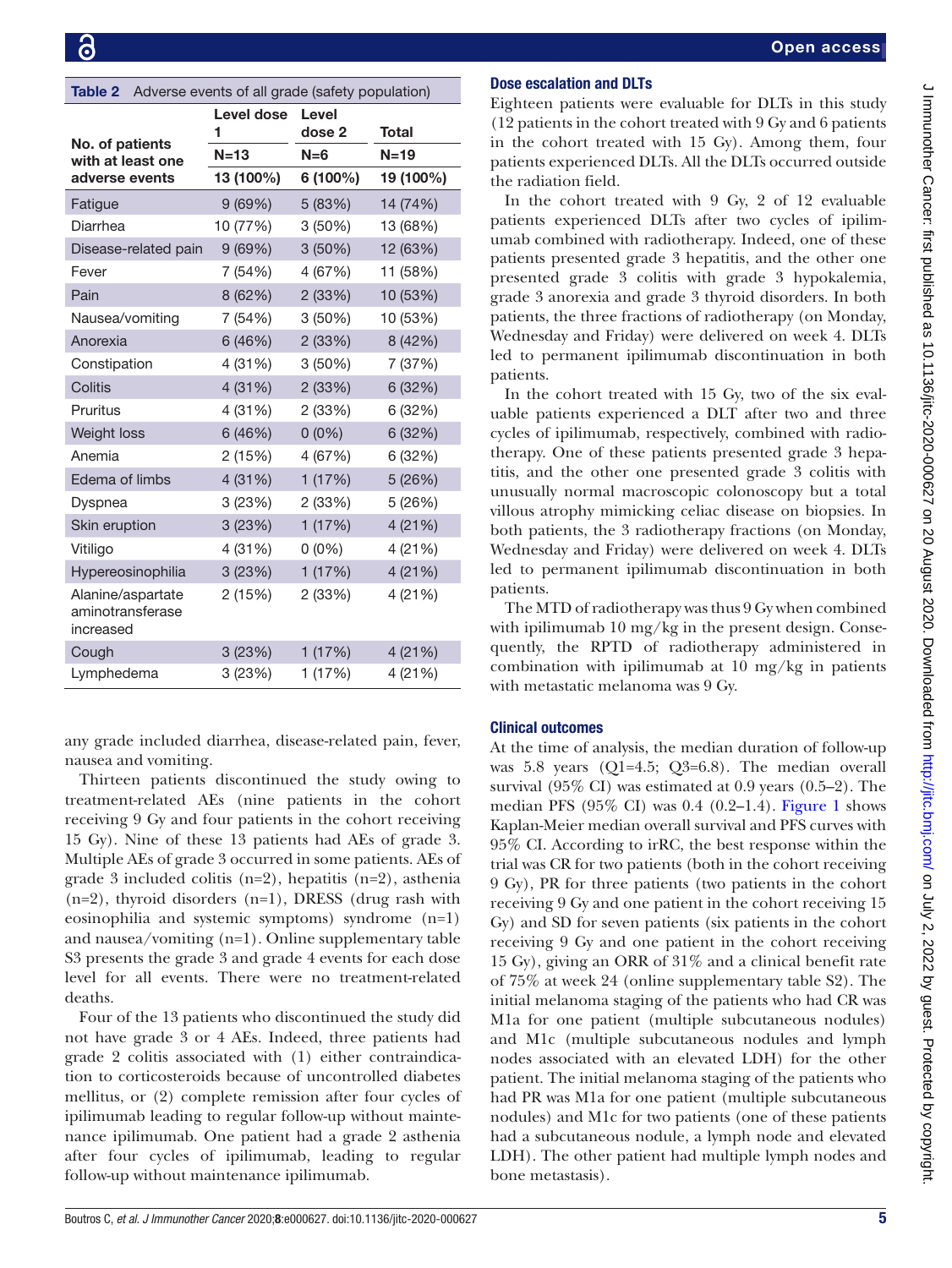**Table 2** Adverse events of all grade (safety population)

| No. of patients with at least one adverse events | Level dose 1 | Level dose 2 | Total |
|---|---|---|---|
| | N=13 | N=6 | N=19 |
| | 13 (100%) | 6 (100%) | 19 (100%) |
| Fatigue | 9 (69%) | 5 (83%) | 14 (74%) |
| Diarrhea | 10 (77%) | 3 (50%) | 13 (68%) |
| Disease-related pain | 9 (69%) | 3 (50%) | 12 (63%) |
| Fever | 7 (54%) | 4 (67%) | 11 (58%) |
| Pain | 8 (62%) | 2 (33%) | 10 (53%) |
| Nausea/vomiting | 7 (54%) | 3 (50%) | 10 (53%) |
| Anorexia | 6 (46%) | 2 (33%) | 8 (42%) |
| Constipation | 4 (31%) | 3 (50%) | 7 (37%) |
| Colitis | 4 (31%) | 2 (33%) | 6 (32%) |
| Pruritus | 4 (31%) | 2 (33%) | 6 (32%) |
| Weight loss | 6 (46%) | 0 (0%) | 6 (32%) |
| Anemia | 2 (15%) | 4 (67%) | 6 (32%) |
| Edema of limbs | 4 (31%) | 1 (17%) | 5 (26%) |
| Dyspnea | 3 (23%) | 2 (33%) | 5 (26%) |
| Skin eruption | 3 (23%) | 1 (17%) | 4 (21%) |
| Vitiligo | 4 (31%) | 0 (0%) | 4 (21%) |
| Hypereosinophilia | 3 (23%) | 1 (17%) | 4 (21%) |
| Alanine/aspartate aminotransferase increased | 2 (15%) | 2 (33%) | 4 (21%) |
| Cough | 3 (23%) | 1 (17%) | 4 (21%) |
| Lymphedema | 3 (23%) | 1 (17%) | 4 (21%) |

any grade included diarrhea, disease-related pain, fever, nausea and vomiting.

Thirteen patients discontinued the study owing to treatment-related AEs (nine patients in the cohort receiving 9 Gy and four patients in the cohort receiving 15 Gy). Nine of these 13 patients had AEs of grade 3. Multiple AEs of grade 3 occurred in some patients. AEs of grade 3 included colitis (n=2), hepatitis (n=2), asthenia (n=2), thyroid disorders (n=1), DRESS (drug rash with eosinophilia and systemic symptoms) syndrome (n=1) and nausea/vomiting (n=1). Online supplementary table S3 presents the grade 3 and grade 4 events for each dose level for all events. There were no treatment-related deaths.

Four of the 13 patients who discontinued the study did not have grade 3 or 4 AEs. Indeed, three patients had grade 2 colitis associated with (1) either contraindication to corticosteroids because of uncontrolled diabetes mellitus, or (2) complete remission after four cycles of ipilimumab leading to regular follow-up without maintenance ipilimumab. One patient had a grade 2 asthenia after four cycles of ipilimumab, leading to regular follow-up without maintenance ipilimumab.

### Dose escalation and DLTs

Eighteen patients were evaluable for DLTs in this study (12 patients in the cohort treated with 9 Gy and 6 patients in the cohort treated with 15 Gy). Among them, four patients experienced DLTs. All the DLTs occurred outside the radiation field.

In the cohort treated with 9 Gy, 2 of 12 evaluable patients experienced DLTs after two cycles of ipilimumab combined with radiotherapy. Indeed, one of these patients presented grade 3 hepatitis, and the other one presented grade 3 colitis with grade 3 hypokalemia, grade 3 anorexia and grade 3 thyroid disorders. In both patients, the three fractions of radiotherapy (on Monday, Wednesday and Friday) were delivered on week 4. DLTs led to permanent ipilimumab discontinuation in both patients.

In the cohort treated with 15 Gy, two of the six evaluable patients experienced a DLT after two and three cycles of ipilimumab, respectively, combined with radiotherapy. One of these patients presented grade 3 hepatitis, and the other one presented grade 3 colitis with unusually normal macroscopic colonoscopy but a total villous atrophy mimicking celiac disease on biopsies. In both patients, the 3 radiotherapy fractions (on Monday, Wednesday and Friday) were delivered on week 4. DLTs led to permanent ipilimumab discontinuation in both patients.

The MTD of radiotherapy was thus 9 Gy when combined with ipilimumab 10 mg/kg in the present design. Consequently, the RPTD of radiotherapy administered in combination with ipilimumab at 10 mg/kg in patients with metastatic melanoma was 9 Gy.

### Clinical outcomes

At the time of analysis, the median duration of follow-up was 5.8 years (Q1=4.5; Q3=6.8). The median overall survival (95% CI) was estimated at 0.9 years (0.5–2). The median PFS (95% CI) was 0.4 (0.2–1.4). Figure 1 shows Kaplan-Meier median overall survival and PFS curves with 95% CI. According to irRC, the best response within the trial was CR for two patients (both in the cohort receiving 9 Gy), PR for three patients (two patients in the cohort receiving 9 Gy and one patient in the cohort receiving 15 Gy) and SD for seven patients (six patients in the cohort receiving 9 Gy and one patient in the cohort receiving 15 Gy), giving an ORR of 31% and a clinical benefit rate of 75% at week 24 (online supplementary table S2). The initial melanoma staging of the patients who had CR was M1a for one patient (multiple subcutaneous nodules) and M1c (multiple subcutaneous nodules and lymph nodes associated with an elevated LDH) for the other patient. The initial melanoma staging of the patients who had PR was M1a for one patient (multiple subcutaneous nodules) and M1c for two patients (one of these patients had a subcutaneous nodule, a lymph node and elevated LDH). The other patient had multiple lymph nodes and bone metastasis).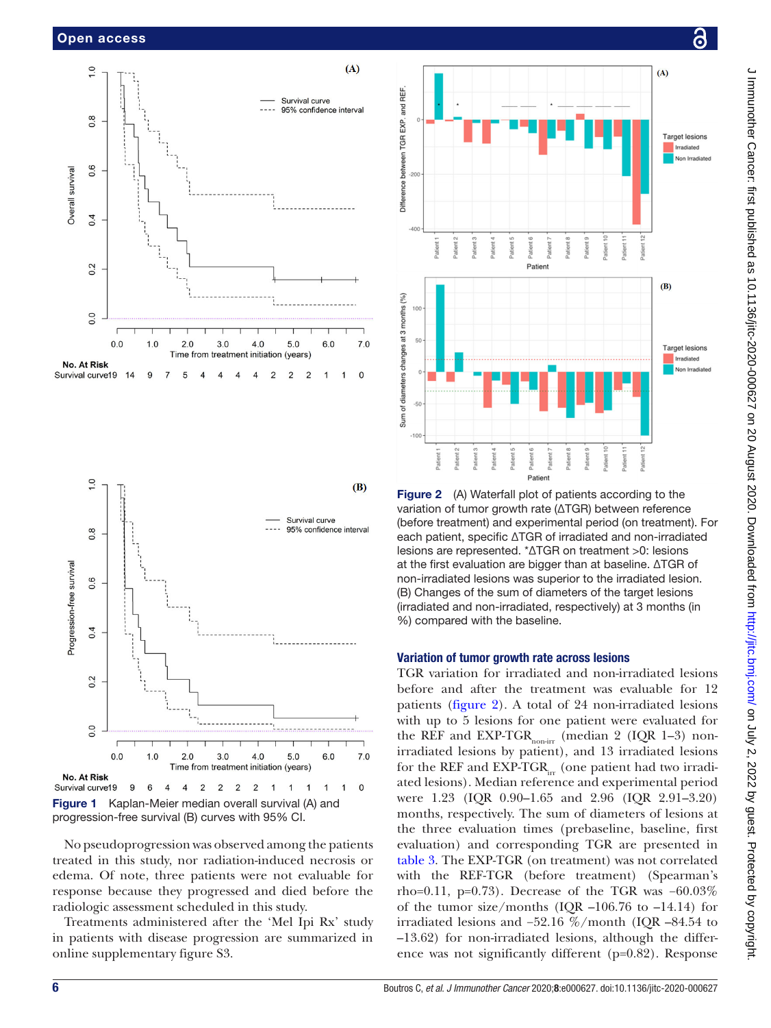Figure 1 Kaplan-Meier median overall survival (A) and progression-free survival (B) curves with 95% CI.

No pseudoprogression was observed among the patients treated in this study, nor radiation-induced necrosis or edema. Of note, three patients were not evaluable for response because they progressed and died before the radiologic assessment scheduled in this study.

Treatments administered after the 'Mel Ipi Rx' study in patients with disease progression are summarized in online supplementary figure S3.

Figure 2 (A) Waterfall plot of patients according to the variation of tumor growth rate (ΔTGR) between reference (before treatment) and experimental period (on treatment). For each patient, specific ΔTGR of irradiated and non-irradiated lesions are represented. *ΔTGR on treatment >0: lesions at the first evaluation are bigger than at baseline. ΔTGR of non-irradiated lesions was superior to the irradiated lesion. (B) Changes of the sum of diameters of the target lesions (irradiated and non-irradiated, respectively) at 3 months (in %) compared with the baseline.

### Variation of tumor growth rate across lesions

TGR variation for irradiated and non-irradiated lesions before and after the treatment was evaluable for 12 patients (figure 2). A total of 24 non-irradiated lesions with up to 5 lesions for one patient were evaluated for the REF and EXP-$TGR_{non\text{-}irr}$ (median 2 (IQR 1–3) non-irradiated lesions by patient), and 13 irradiated lesions for the REF and EXP-$TGR_{irr}$ (one patient had two irradiated lesions). Median reference and experimental period were 1.23 (IQR 0.90–1.65 and 2.96 (IQR 2.91–3.20) months, respectively. The sum of diameters of lesions at the three evaluation times (prebaseline, baseline, first evaluation) and corresponding TGR are presented in table 3. The EXP-TGR (on treatment) was not correlated with the REF-TGR (before treatment) (Spearman's rho=0.11, p=0.73). Decrease of the TGR was −60.03% of the tumor size/months (IQR −106.76 to −14.14) for irradiated lesions and −52.16 %/month (IQR −84.54 to −13.62) for non-irradiated lesions, although the difference was not significantly different (p=0.82). Response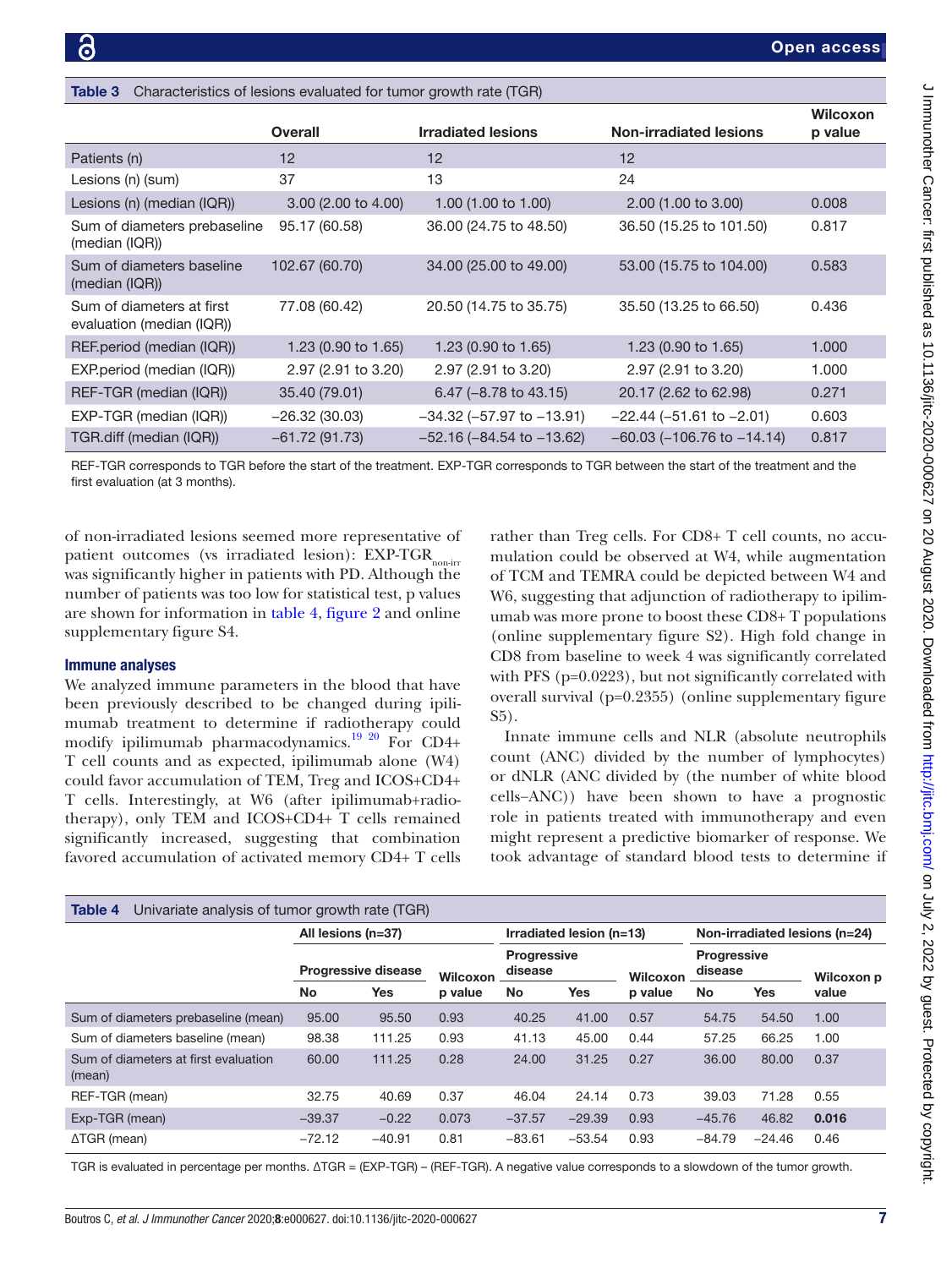**Table 3** Characteristics of lesions evaluated for tumor growth rate (TGR)

| | Overall | Irradiated lesions | Non-irradiated lesions | Wilcoxon p value |
|---|---|---|---|---|
| Patients (n) | 12 | 12 | 12 | |
| Lesions (n) (sum) | 37 | 13 | 24 | |
| Lesions (n) (median (IQR)) | 3.00 (2.00 to 4.00) | 1.00 (1.00 to 1.00) | 2.00 (1.00 to 3.00) | 0.008 |
| Sum of diameters prebaseline (median (IQR)) | 95.17 (60.58) | 36.00 (24.75 to 48.50) | 36.50 (15.25 to 101.50) | 0.817 |
| Sum of diameters baseline (median (IQR)) | 102.67 (60.70) | 34.00 (25.00 to 49.00) | 53.00 (15.75 to 104.00) | 0.583 |
| Sum of diameters at first evaluation (median (IQR)) | 77.08 (60.42) | 20.50 (14.75 to 35.75) | 35.50 (13.25 to 66.50) | 0.436 |
| REF.period (median (IQR)) | 1.23 (0.90 to 1.65) | 1.23 (0.90 to 1.65) | 1.23 (0.90 to 1.65) | 1.000 |
| EXP.period (median (IQR)) | 2.97 (2.91 to 3.20) | 2.97 (2.91 to 3.20) | 2.97 (2.91 to 3.20) | 1.000 |
| REF-TGR (median (IQR)) | 35.40 (79.01) | 6.47 (−8.78 to 43.15) | 20.17 (2.62 to 62.98) | 0.271 |
| EXP-TGR (median (IQR)) | −26.32 (30.03) | −34.32 (−57.97 to −13.91) | −22.44 (−51.61 to −2.01) | 0.603 |
| TGR.diff (median (IQR)) | −61.72 (91.73) | −52.16 (−84.54 to −13.62) | −60.03 (−106.76 to −14.14) | 0.817 |

REF-TGR corresponds to TGR before the start of the treatment. EXP-TGR corresponds to TGR between the start of the treatment and the first evaluation (at 3 months).

of non-irradiated lesions seemed more representative of patient outcomes (vs irradiated lesion): $EXP\text{-}TGR_{non\text{-}irr}$ was significantly higher in patients with PD. Although the number of patients was too low for statistical test, p values are shown for information in table 4, figure 2 and online supplementary figure S4.

### Immune analyses

We analyzed immune parameters in the blood that have been previously described to be changed during ipilimumab treatment to determine if radiotherapy could modify ipilimumab pharmacodynamics.[19 20] For CD4+ T cell counts and as expected, ipilimumab alone (W4) could favor accumulation of TEM, Treg and ICOS+CD4+ T cells. Interestingly, at W6 (after ipilimumab+radiotherapy), only TEM and ICOS+CD4+ T cells remained significantly increased, suggesting that combination favored accumulation of activated memory CD4+ T cells rather than Treg cells. For CD8+ T cell counts, no accumulation could be observed at W4, while augmentation of TCM and TEMRA could be depicted between W4 and W6, suggesting that adjunction of radiotherapy to ipilimumab was more prone to boost these CD8+ T populations (online supplementary figure S2). High fold change in CD8 from baseline to week 4 was significantly correlated with PFS (p=0.0223), but not significantly correlated with overall survival (p=0.2355) (online supplementary figure S5).

Innate immune cells and NLR (absolute neutrophils count (ANC) divided by the number of lymphocytes) or dNLR (ANC divided by (the number of white blood cells−ANC)) have been shown to have a prognostic role in patients treated with immunotherapy and even might represent a predictive biomarker of response. We took advantage of standard blood tests to determine if

**Table 4** Univariate analysis of tumor growth rate (TGR)

| | All lesions (n=37) | | | Irradiated lesion (n=13) | | | Non-irradiated lesions (n=24) | | |
|---|---|---|---|---|---|---|---|---|---|
| | Progressive disease | | Wilcoxon p value | Progressive disease | | Wilcoxon p value | Progressive disease | | Wilcoxon p value |
| | No | Yes | | No | Yes | | No | Yes | |
| Sum of diameters prebaseline (mean) | 95.00 | 95.50 | 0.93 | 40.25 | 41.00 | 0.57 | 54.75 | 54.50 | 1.00 |
| Sum of diameters baseline (mean) | 98.38 | 111.25 | 0.93 | 41.13 | 45.00 | 0.44 | 57.25 | 66.25 | 1.00 |
| Sum of diameters at first evaluation (mean) | 60.00 | 111.25 | 0.28 | 24.00 | 31.25 | 0.27 | 36.00 | 80.00 | 0.37 |
| REF-TGR (mean) | 32.75 | 40.69 | 0.37 | 46.04 | 24.14 | 0.73 | 39.03 | 71.28 | 0.55 |
| Exp-TGR (mean) | −39.37 | −0.22 | 0.073 | −37.57 | −29.39 | 0.93 | −45.76 | 46.82 | **0.016** |
| ΔTGR (mean) | −72.12 | −40.91 | 0.81 | −83.61 | −53.54 | 0.93 | −84.79 | −24.46 | 0.46 |

TGR is evaluated in percentage per months. ΔTGR = (EXP-TGR) − (REF-TGR). A negative value corresponds to a slowdown of the tumor growth.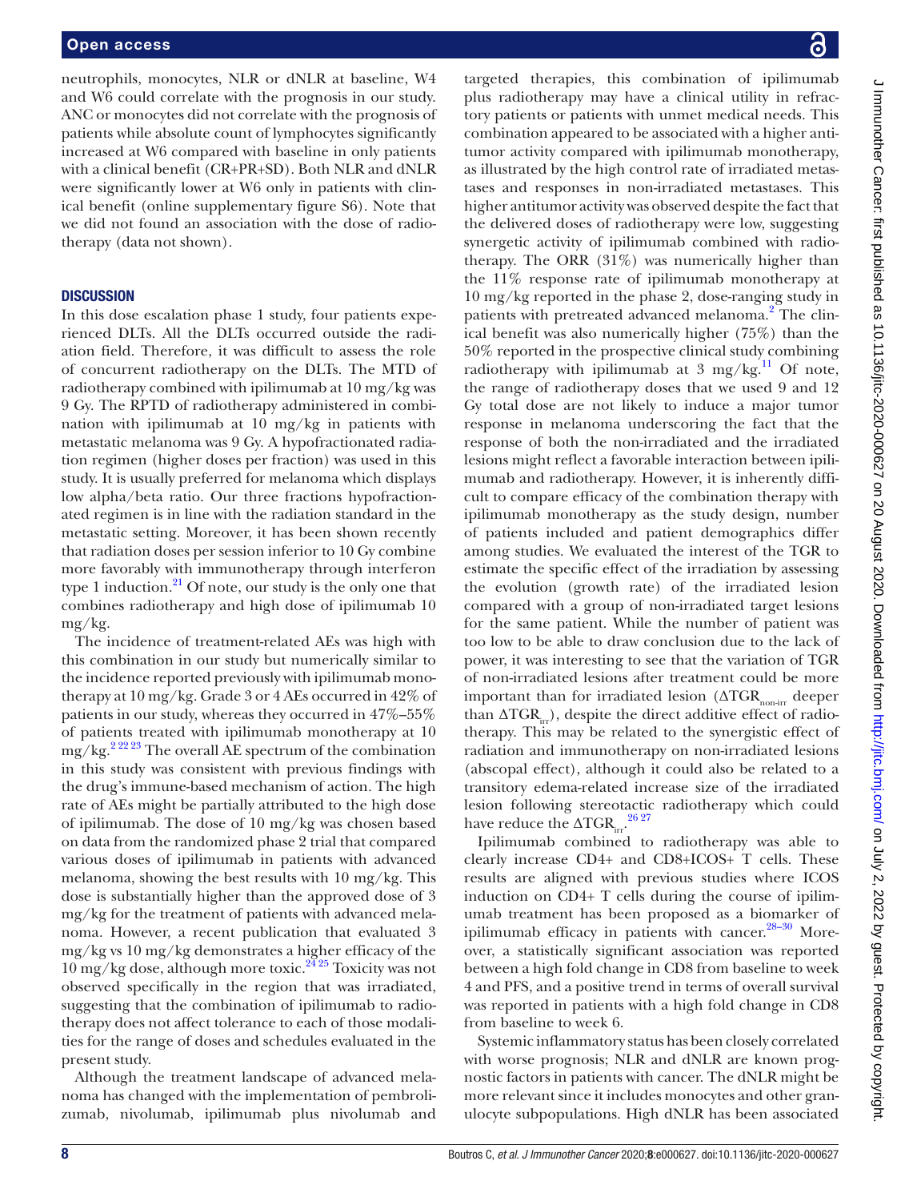neutrophils, monocytes, NLR or dNLR at baseline, W4 and W6 could correlate with the prognosis in our study. ANC or monocytes did not correlate with the prognosis of patients while absolute count of lymphocytes significantly increased at W6 compared with baseline in only patients with a clinical benefit (CR+PR+SD). Both NLR and dNLR were significantly lower at W6 only in patients with clinical benefit (online supplementary figure S6). Note that we did not found an association with the dose of radiotherapy (data not shown).

## DISCUSSION

In this dose escalation phase 1 study, four patients experienced DLTs. All the DLTs occurred outside the radiation field. Therefore, it was difficult to assess the role of concurrent radiotherapy on the DLTs. The MTD of radiotherapy combined with ipilimumab at 10 mg/kg was 9 Gy. The RPTD of radiotherapy administered in combination with ipilimumab at 10 mg/kg in patients with metastatic melanoma was 9 Gy. A hypofractionated radiation regimen (higher doses per fraction) was used in this study. It is usually preferred for melanoma which displays low alpha/beta ratio. Our three fractions hypofractionated regimen is in line with the radiation standard in the metastatic setting. Moreover, it has been shown recently that radiation doses per session inferior to 10 Gy combine more favorably with immunotherapy through interferon type 1 induction.[21] Of note, our study is the only one that combines radiotherapy and high dose of ipilimumab 10 mg/kg.

The incidence of treatment-related AEs was high with this combination in our study but numerically similar to the incidence reported previously with ipilimumab monotherapy at 10 mg/kg. Grade 3 or 4 AEs occurred in 42% of patients in our study, whereas they occurred in 47%–55% of patients treated with ipilimumab monotherapy at 10 mg/kg.[2 22 23] The overall AE spectrum of the combination in this study was consistent with previous findings with the drug's immune-based mechanism of action. The high rate of AEs might be partially attributed to the high dose of ipilimumab. The dose of 10 mg/kg was chosen based on data from the randomized phase 2 trial that compared various doses of ipilimumab in patients with advanced melanoma, showing the best results with 10 mg/kg. This dose is substantially higher than the approved dose of 3 mg/kg for the treatment of patients with advanced melanoma. However, a recent publication that evaluated 3 mg/kg vs 10 mg/kg demonstrates a higher efficacy of the 10 mg/kg dose, although more toxic.[24 25] Toxicity was not observed specifically in the region that was irradiated, suggesting that the combination of ipilimumab to radiotherapy does not affect tolerance to each of those modalities for the range of doses and schedules evaluated in the present study.

Although the treatment landscape of advanced melanoma has changed with the implementation of pembrolizumab, nivolumab, ipilimumab plus nivolumab and targeted therapies, this combination of ipilimumab plus radiotherapy may have a clinical utility in refractory patients or patients with unmet medical needs. This combination appeared to be associated with a higher antitumor activity compared with ipilimumab monotherapy, as illustrated by the high control rate of irradiated metastases and responses in non-irradiated metastases. This higher antitumor activity was observed despite the fact that the delivered doses of radiotherapy were low, suggesting synergetic activity of ipilimumab combined with radiotherapy. The ORR (31%) was numerically higher than the 11% response rate of ipilimumab monotherapy at 10 mg/kg reported in the phase 2, dose-ranging study in patients with pretreated advanced melanoma.[2] The clinical benefit was also numerically higher (75%) than the 50% reported in the prospective clinical study combining radiotherapy with ipilimumab at 3 mg/kg.[11] Of note, the range of radiotherapy doses that we used 9 and 12 Gy total dose are not likely to induce a major tumor response in melanoma underscoring the fact that the response of both the non-irradiated and the irradiated lesions might reflect a favorable interaction between ipilimumab and radiotherapy. However, it is inherently difficult to compare efficacy of the combination therapy with ipilimumab monotherapy as the study design, number of patients included and patient demographics differ among studies. We evaluated the interest of the TGR to estimate the specific effect of the irradiation by assessing the evolution (growth rate) of the irradiated lesion compared with a group of non-irradiated target lesions for the same patient. While the number of patient was too low to be able to draw conclusion due to the lack of power, it was interesting to see that the variation of TGR of non-irradiated lesions after treatment could be more important than for irradiated lesion ($\Delta TGR_{non\text{-}irr}$ deeper than $\Delta TGR_{irr}$), despite the direct additive effect of radiotherapy. This may be related to the synergistic effect of radiation and immunotherapy on non-irradiated lesions (abscopal effect), although it could also be related to a transitory edema-related increase size of the irradiated lesion following stereotactic radiotherapy which could have reduce the $\Delta TGR_{irr}$.[26 27]

Ipilimumab combined to radiotherapy was able to clearly increase CD4+ and CD8+ICOS+ T cells. These results are aligned with previous studies where ICOS induction on CD4+ T cells during the course of ipilimumab treatment has been proposed as a biomarker of ipilimumab efficacy in patients with cancer.[28–30] Moreover, a statistically significant association was reported between a high fold change in CD8 from baseline to week 4 and PFS, and a positive trend in terms of overall survival was reported in patients with a high fold change in CD8 from baseline to week 6.

Systemic inflammatory status has been closely correlated with worse prognosis; NLR and dNLR are known prognostic factors in patients with cancer. The dNLR might be more relevant since it includes monocytes and other granulocyte subpopulations. High dNLR has been associated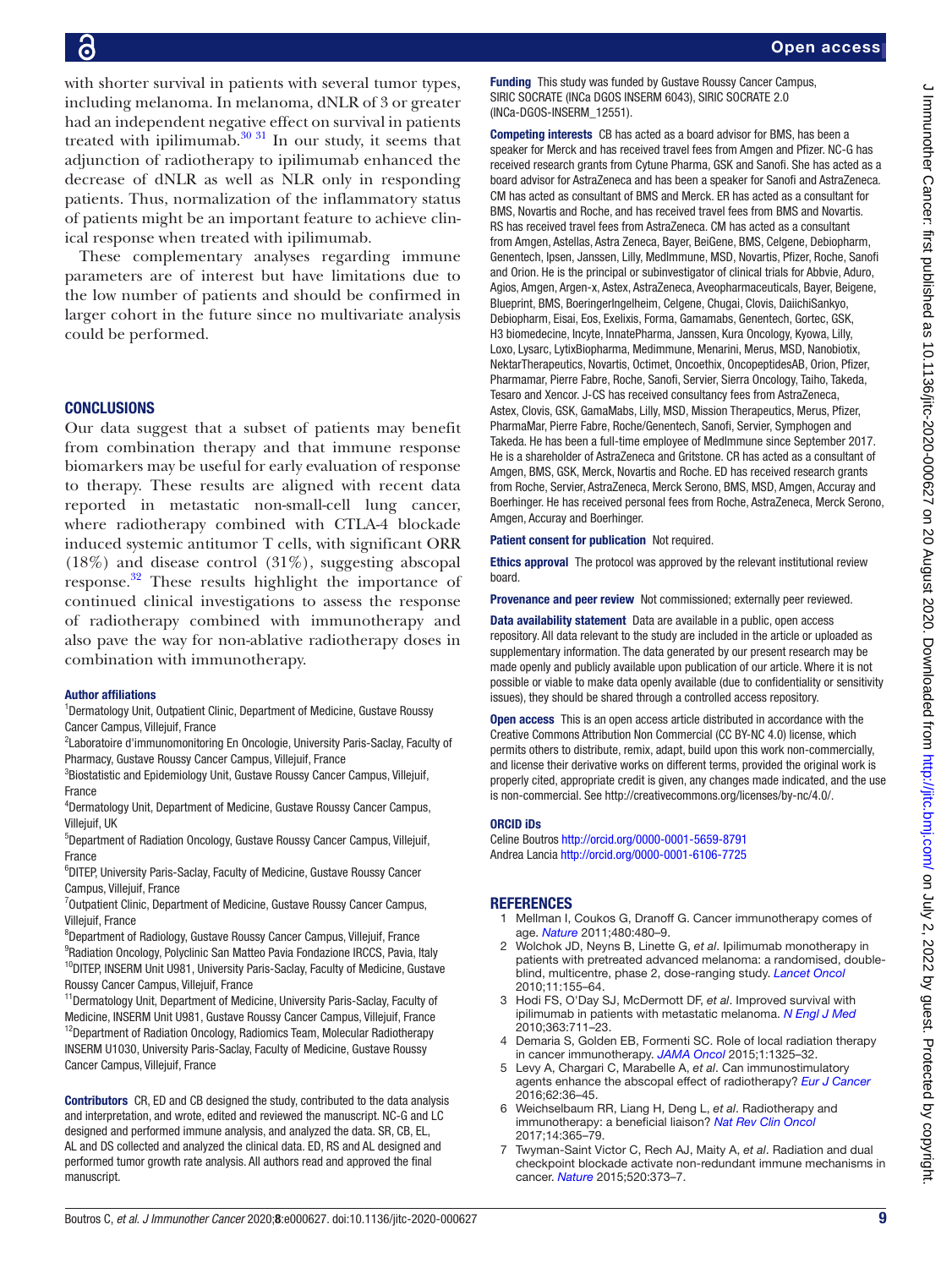with shorter survival in patients with several tumor types, including melanoma. In melanoma, dNLR of 3 or greater had an independent negative effect on survival in patients treated with ipilimumab.[30 31] In our study, it seems that adjunction of radiotherapy to ipilimumab enhanced the decrease of dNLR as well as NLR only in responding patients. Thus, normalization of the inflammatory status of patients might be an important feature to achieve clinical response when treated with ipilimumab.

These complementary analyses regarding immune parameters are of interest but have limitations due to the low number of patients and should be confirmed in larger cohort in the future since no multivariate analysis could be performed.

## CONCLUSIONS

Our data suggest that a subset of patients may benefit from combination therapy and that immune response biomarkers may be useful for early evaluation of response to therapy. These results are aligned with recent data reported in metastatic non-small-cell lung cancer, where radiotherapy combined with CTLA-4 blockade induced systemic antitumor T cells, with significant ORR (18%) and disease control (31%), suggesting abscopal response.[32] These results highlight the importance of continued clinical investigations to assess the response of radiotherapy combined with immunotherapy and also pave the way for non-ablative radiotherapy doses in combination with immunotherapy.

#### Author affiliations

[1]Dermatology Unit, Outpatient Clinic, Department of Medicine, Gustave Roussy Cancer Campus, Villejuif, France
[2]Laboratoire d'immunomonitoring En Oncologie, University Paris-Saclay, Faculty of Pharmacy, Gustave Roussy Cancer Campus, Villejuif, France
[3]Biostatistic and Epidemiology Unit, Gustave Roussy Cancer Campus, Villejuif, France
[4]Dermatology Unit, Department of Medicine, Gustave Roussy Cancer Campus, Villejuif, UK
[5]Department of Radiation Oncology, Gustave Roussy Cancer Campus, Villejuif, France
[6]DITEP, University Paris-Saclay, Faculty of Medicine, Gustave Roussy Cancer Campus, Villejuif, France
[7]Outpatient Clinic, Department of Medicine, Gustave Roussy Cancer Campus, Villejuif, France
[8]Department of Radiology, Gustave Roussy Cancer Campus, Villejuif, France
[9]Radiation Oncology, Polyclinic San Matteo Pavia Fondazione IRCCS, Pavia, Italy
[10]DITEP, INSERM Unit U981, University Paris-Saclay, Faculty of Medicine, Gustave Roussy Cancer Campus, Villejuif, France
[11]Dermatology Unit, Department of Medicine, University Paris-Saclay, Faculty of Medicine, INSERM Unit U981, Gustave Roussy Cancer Campus, Villejuif, France
[12]Department of Radiation Oncology, Radiomics Team, Molecular Radiotherapy INSERM U1030, University Paris-Saclay, Faculty of Medicine, Gustave Roussy Cancer Campus, Villejuif, France

**Contributors** CR, ED and CB designed the study, contributed to the data analysis and interpretation, and wrote, edited and reviewed the manuscript. NC-G and LC designed and performed immune analysis, and analyzed the data. SR, CB, EL, AL and DS collected and analyzed the clinical data. ED, RS and AL designed and performed tumor growth rate analysis. All authors read and approved the final manuscript.

**Funding** This study was funded by Gustave Roussy Cancer Campus, SIRIC SOCRATE (INCa DGOS INSERM 6043), SIRIC SOCRATE 2.0 (INCa-DGOS-INSERM_12551).

**Competing interests** CB has acted as a board advisor for BMS, has been a speaker for Merck and has received travel fees from Amgen and Pfizer. NC-G has received research grants from Cytune Pharma, GSK and Sanofi. She has acted as a board advisor for AstraZeneca and has been a speaker for Sanofi and AstraZeneca. CM has acted as consultant of BMS and Merck. ER has acted as a consultant for BMS, Novartis and Roche, and has received travel fees from BMS and Novartis. RS has received travel fees from AstraZeneca. CM has acted as a consultant from Amgen, Astellas, Astra Zeneca, Bayer, BeiGene, BMS, Celgene, Debiopharm, Genentech, Ipsen, Janssen, Lilly, MedImmune, MSD, Novartis, Pfizer, Roche, Sanofi and Orion. He is the principal or subinvestigator of clinical trials for Abbvie, Aduro, Agios, Amgen, Argen-x, Astex, AstraZeneca, Aveopharmaceuticals, Bayer, Beigene, Blueprint, BMS, BoeringerIngelheim, Celgene, Chugai, Clovis, DaiichiSankyo, Debiopharm, Eisai, Eos, Exelixis, Forma, Gamamabs, Genentech, Gortec, GSK, H3 biomedecine, Incyte, InnatePharma, Janssen, Kura Oncology, Kyowa, Lilly, Loxo, Lysarc, LytixBiopharma, Medimmune, Menarini, Merus, MSD, Nanobiotix, NektarTherapeutics, Novartis, Octimet, Oncoethix, OncopeptidesAB, Orion, Pfizer, Pharmamar, Pierre Fabre, Roche, Sanofi, Servier, Sierra Oncology, Taiho, Takeda, Tesaro and Xencor. J-CS has received consultancy fees from AstraZeneca, Astex, Clovis, GSK, GamaMabs, Lilly, MSD, Mission Therapeutics, Merus, Pfizer, PharmaMar, Pierre Fabre, Roche/Genentech, Sanofi, Servier, Symphogen and Takeda. He has been a full-time employee of MedImmune since September 2017. He is a shareholder of AstraZeneca and Gritstone. CR has acted as a consultant of Amgen, BMS, GSK, Merck, Novartis and Roche. ED has received research grants from Roche, Servier, AstraZeneca, Merck Serono, BMS, MSD, Amgen, Accuray and Boerhinger. He has received personal fees from Roche, AstraZeneca, Merck Serono, Amgen, Accuray and Boerhinger.

**Patient consent for publication** Not required.

**Ethics approval** The protocol was approved by the relevant institutional review board.

**Provenance and peer review** Not commissioned; externally peer reviewed.

**Data availability statement** Data are available in a public, open access repository. All data relevant to the study are included in the article or uploaded as supplementary information. The data generated by our present research may be made openly and publicly available upon publication of our article. Where it is not possible or viable to make data openly available (due to confidentiality or sensitivity issues), they should be shared through a controlled access repository.

**Open access** This is an open access article distributed in accordance with the Creative Commons Attribution Non Commercial (CC BY-NC 4.0) license, which permits others to distribute, remix, adapt, build upon this work non-commercially, and license their derivative works on different terms, provided the original work is properly cited, appropriate credit is given, any changes made indicated, and the use is non-commercial. See http://creativecommons.org/licenses/by-nc/4.0/.

#### ORCID iDs

Celine Boutros http://orcid.org/0000-0001-5659-8791
Andrea Lancia http://orcid.org/0000-0001-6106-7725

## REFERENCES

1. Mellman I, Coukos G, Dranoff G. Cancer immunotherapy comes of age. *Nature* 2011;480:480–9.
2. Wolchok JD, Neyns B, Linette G, *et al*. Ipilimumab monotherapy in patients with pretreated advanced melanoma: a randomised, double-blind, multicentre, phase 2, dose-ranging study. *Lancet Oncol* 2010;11:155–64.
3. Hodi FS, O'Day SJ, McDermott DF, *et al*. Improved survival with ipilimumab in patients with metastatic melanoma. *N Engl J Med* 2010;363:711–23.
4. Demaria S, Golden EB, Formenti SC. Role of local radiation therapy in cancer immunotherapy. *JAMA Oncol* 2015;1:1325–32.
5. Levy A, Chargari C, Marabelle A, *et al*. Can immunostimulatory agents enhance the abscopal effect of radiotherapy? *Eur J Cancer* 2016;62:36–45.
6. Weichselbaum RR, Liang H, Deng L, *et al*. Radiotherapy and immunotherapy: a beneficial liaison? *Nat Rev Clin Oncol* 2017;14:365–79.
7. Twyman-Saint Victor C, Rech AJ, Maity A, *et al*. Radiation and dual checkpoint blockade activate non-redundant immune mechanisms in cancer. *Nature* 2015;520:373–7.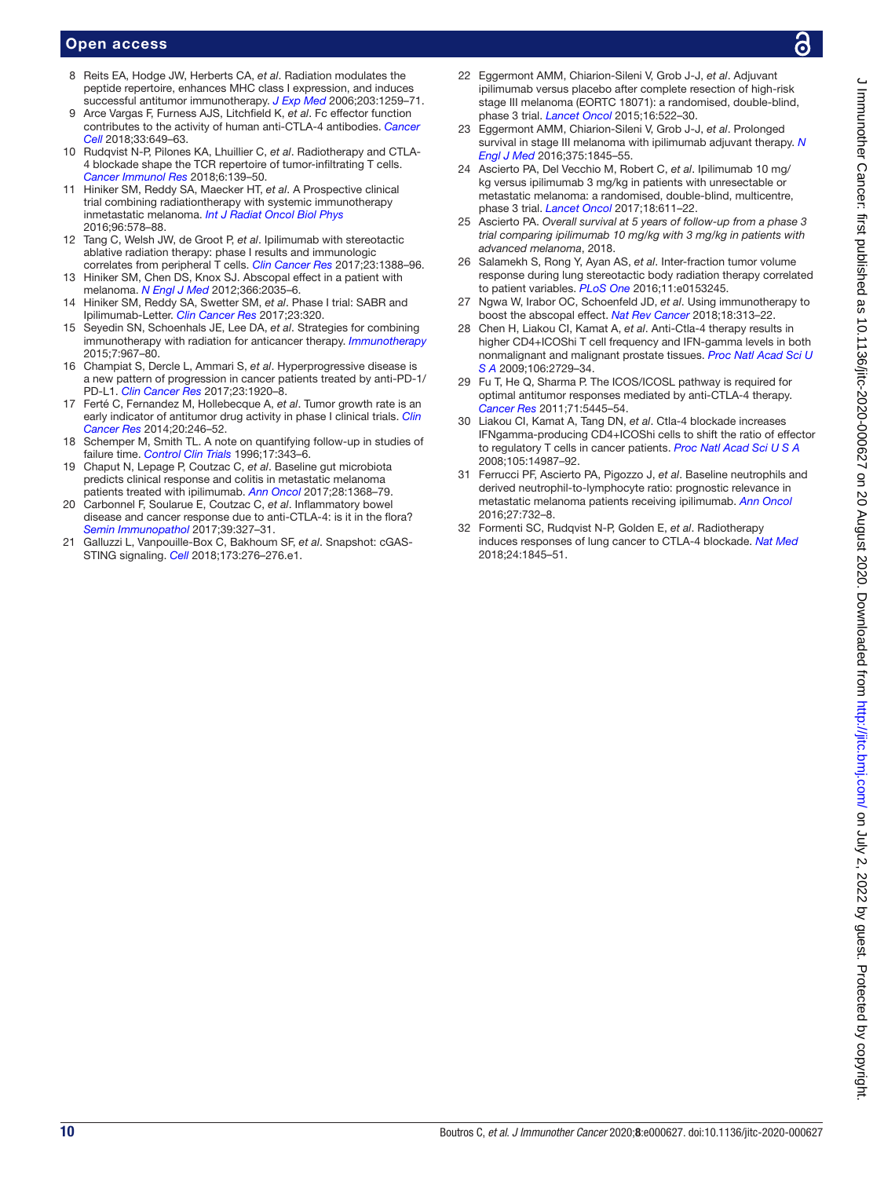8. Reits EA, Hodge JW, Herberts CA, *et al*. Radiation modulates the peptide repertoire, enhances MHC class I expression, and induces successful antitumor immunotherapy. *J Exp Med* 2006;203:1259–71.
9. Arce Vargas F, Furness AJS, Litchfield K, *et al*. Fc effector function contributes to the activity of human anti-CTLA-4 antibodies. *Cancer Cell* 2018;33:649–63.
10. Rudqvist N-P, Pilones KA, Lhuillier C, *et al*. Radiotherapy and CTLA-4 blockade shape the TCR repertoire of tumor-infiltrating T cells. *Cancer Immunol Res* 2018;6:139–50.
11. Hiniker SM, Reddy SA, Maecker HT, *et al*. A Prospective clinical trial combining radiationtherapy with systemic immunotherapy inmetastatic melanoma. *Int J Radiat Oncol Biol Phys* 2016;96:578–88.
12. Tang C, Welsh JW, de Groot P, *et al*. Ipilimumab with stereotactic ablative radiation therapy: phase I results and immunologic correlates from peripheral T cells. *Clin Cancer Res* 2017;23:1388–96.
13. Hiniker SM, Chen DS, Knox SJ. Abscopal effect in a patient with melanoma. *N Engl J Med* 2012;366:2035–6.
14. Hiniker SM, Reddy SA, Swetter SM, *et al*. Phase I trial: SABR and Ipilimumab-Letter. *Clin Cancer Res* 2017;23:320.
15. Seyedin SN, Schoenhals JE, Lee DA, *et al*. Strategies for combining immunotherapy with radiation for anticancer therapy. *Immunotherapy* 2015;7:967–80.
16. Champiat S, Dercle L, Ammari S, *et al*. Hyperprogressive disease is a new pattern of progression in cancer patients treated by anti-PD-1/PD-L1. *Clin Cancer Res* 2017;23:1920–8.
17. Ferté C, Fernandez M, Hollebecque A, *et al*. Tumor growth rate is an early indicator of antitumor drug activity in phase I clinical trials. *Clin Cancer Res* 2014;20:246–52.
18. Schemper M, Smith TL. A note on quantifying follow-up in studies of failure time. *Control Clin Trials* 1996;17:343–6.
19. Chaput N, Lepage P, Coutzac C, *et al*. Baseline gut microbiota predicts clinical response and colitis in metastatic melanoma patients treated with ipilimumab. *Ann Oncol* 2017;28:1368–79.
20. Carbonnel F, Soularue E, Coutzac C, *et al*. Inflammatory bowel disease and cancer response due to anti-CTLA-4: is it in the flora? *Semin Immunopathol* 2017;39:327–31.
21. Galluzzi L, Vanpouille-Box C, Bakhoum SF, *et al*. Snapshot: cGAS-STING signaling. *Cell* 2018;173:276–276.e1.
22. Eggermont AMM, Chiarion-Sileni V, Grob J-J, *et al*. Adjuvant ipilimumab versus placebo after complete resection of high-risk stage III melanoma (EORTC 18071): a randomised, double-blind, phase 3 trial. *Lancet Oncol* 2015;16:522–30.
23. Eggermont AMM, Chiarion-Sileni V, Grob J-J, *et al*. Prolonged survival in stage III melanoma with ipilimumab adjuvant therapy. *N Engl J Med* 2016;375:1845–55.
24. Ascierto PA, Del Vecchio M, Robert C, *et al*. Ipilimumab 10 mg/kg versus ipilimumab 3 mg/kg in patients with unresectable or metastatic melanoma: a randomised, double-blind, multicentre, phase 3 trial. *Lancet Oncol* 2017;18:611–22.
25. Ascierto PA. *Overall survival at 5 years of follow-up from a phase 3 trial comparing ipilimumab 10 mg/kg with 3 mg/kg in patients with advanced melanoma*, 2018.
26. Salamekh S, Rong Y, Ayan AS, *et al*. Inter-fraction tumor volume response during lung stereotactic body radiation therapy correlated to patient variables. *PLoS One* 2016;11:e0153245.
27. Ngwa W, Irabor OC, Schoenfeld JD, *et al*. Using immunotherapy to boost the abscopal effect. *Nat Rev Cancer* 2018;18:313–22.
28. Chen H, Liakou CI, Kamat A, *et al*. Anti-Ctla-4 therapy results in higher CD4+ICOShi T cell frequency and IFN-gamma levels in both nonmalignant and malignant prostate tissues. *Proc Natl Acad Sci U S A* 2009;106:2729–34.
29. Fu T, He Q, Sharma P. The ICOS/ICOSL pathway is required for optimal antitumor responses mediated by anti-CTLA-4 therapy. *Cancer Res* 2011;71:5445–54.
30. Liakou CI, Kamat A, Tang DN, *et al*. Ctla-4 blockade increases IFNgamma-producing CD4+ICOShi cells to shift the ratio of effector to regulatory T cells in cancer patients. *Proc Natl Acad Sci U S A* 2008;105:14987–92.
31. Ferrucci PF, Ascierto PA, Pigozzo J, *et al*. Baseline neutrophils and derived neutrophil-to-lymphocyte ratio: prognostic relevance in metastatic melanoma patients receiving ipilimumab. *Ann Oncol* 2016;27:732–8.
32. Formenti SC, Rudqvist N-P, Golden E, *et al*. Radiotherapy induces responses of lung cancer to CTLA-4 blockade. *Nat Med* 2018;24:1845–51.